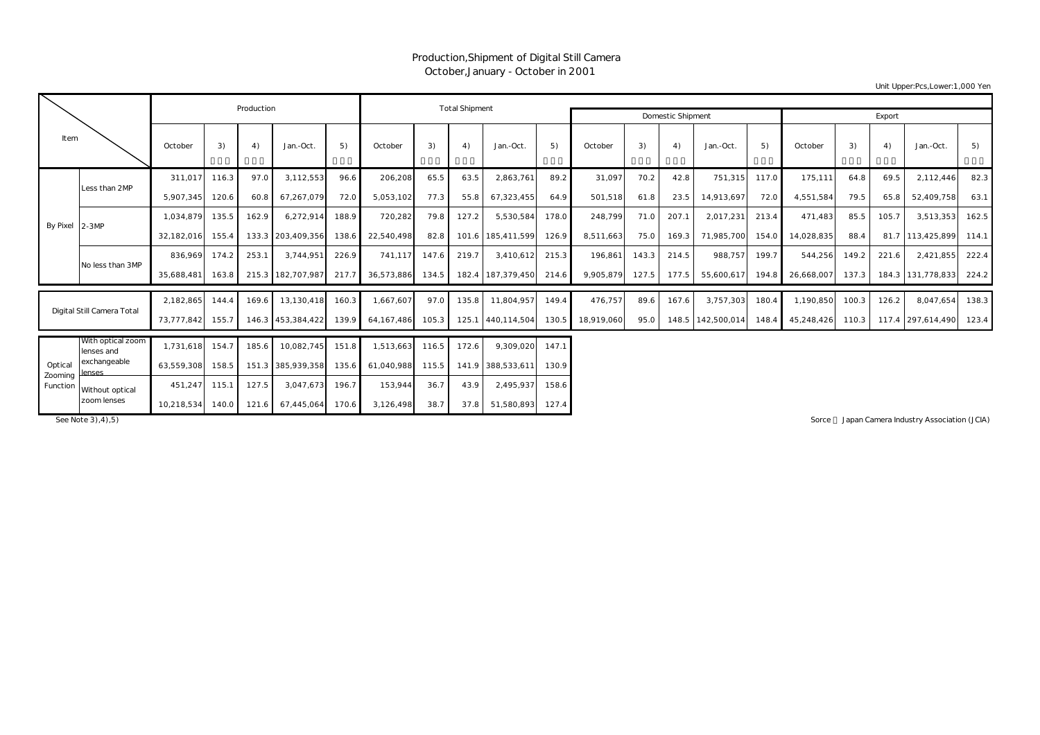# Production,Shipment of Digital Still Camera

October,January - October in 2001

Unit Upper:Pcs,Lower:1,000 Yen

| Item | | Production | | | | | Total Shipment | | | | | Domestic Shipment | | | | | Export | | | | |
|---|---|---|---|---|---|---|---|---|---|---|---|---|---|---|---|---|---|---|---|---|---|
| | | October | 3) | 4) | Jan.-Oct. | 5) | October | 3) | 4) | Jan.-Oct. | 5) | October | 3) | 4) | Jan.-Oct. | 5) | October | 3) | 4) | Jan.-Oct. | 5) |
| By Pixel | Less than 2MP | 311,017 | 116.3 | 97.0 | 3,112,553 | 96.6 | 206,208 | 65.5 | 63.5 | 2,863,761 | 89.2 | 31,097 | 70.2 | 42.8 | 751,315 | 117.0 | 175,111 | 64.8 | 69.5 | 2,112,446 | 82.3 |
| | | 5,907,345 | 120.6 | 60.8 | 67,267,079 | 72.0 | 5,053,102 | 77.3 | 55.8 | 67,323,455 | 64.9 | 501,518 | 61.8 | 23.5 | 14,913,697 | 72.0 | 4,551,584 | 79.5 | 65.8 | 52,409,758 | 63.1 |
| | 2-3MP | 1,034,879 | 135.5 | 162.9 | 6,272,914 | 188.9 | 720,282 | 79.8 | 127.2 | 5,530,584 | 178.0 | 248,799 | 71.0 | 207.1 | 2,017,231 | 213.4 | 471,483 | 85.5 | 105.7 | 3,513,353 | 162.5 |
| | | 32,182,016 | 155.4 | 133.3 | 203,409,356 | 138.6 | 22,540,498 | 82.8 | 101.6 | 185,411,599 | 126.9 | 8,511,663 | 75.0 | 169.3 | 71,985,700 | 154.0 | 14,028,835 | 88.4 | 81.7 | 113,425,899 | 114.1 |
| | No less than 3MP | 836,969 | 174.2 | 253.1 | 3,744,951 | 226.9 | 741,117 | 147.6 | 219.7 | 3,410,612 | 215.3 | 196,861 | 143.3 | 214.5 | 988,757 | 199.7 | 544,256 | 149.2 | 221.6 | 2,421,855 | 222.4 |
| | | 35,688,481 | 163.8 | 215.3 | 182,707,987 | 217.7 | 36,573,886 | 134.5 | 182.4 | 187,379,450 | 214.6 | 9,905,879 | 127.5 | 177.5 | 55,600,617 | 194.8 | 26,668,007 | 137.3 | 184.3 | 131,778,833 | 224.2 |
| Digital Still Camera Total | | 2,182,865 | 144.4 | 169.6 | 13,130,418 | 160.3 | 1,667,607 | 97.0 | 135.8 | 11,804,957 | 149.4 | 476,757 | 89.6 | 167.6 | 3,757,303 | 180.4 | 1,190,850 | 100.3 | 126.2 | 8,047,654 | 138.3 |
| | | 73,777,842 | 155.7 | 146.3 | 453,384,422 | 139.9 | 64,167,486 | 105.3 | 125.1 | 440,114,504 | 130.5 | 18,919,060 | 95.0 | 148.5 | 142,500,014 | 148.4 | 45,248,426 | 110.3 | 117.4 | 297,614,490 | 123.4 |
| Optical Zooming Function | With optical zoom lenses and exchangeable lenses | 1,731,618 | 154.7 | 185.6 | 10,082,745 | 151.8 | 1,513,663 | 116.5 | 172.6 | 9,309,020 | 147.1 | | | | | | | | | | |
| | | 63,559,308 | 158.5 | 151.3 | 385,939,358 | 135.6 | 61,040,988 | 115.5 | 141.9 | 388,533,611 | 130.9 | | | | | | | | | | |
| | Without optical zoom lenses | 451,247 | 115.1 | 127.5 | 3,047,673 | 196.7 | 153,944 | 36.7 | 43.9 | 2,495,937 | 158.6 | | | | | | | | | | |
| | | 10,218,534 | 140.0 | 121.6 | 67,445,064 | 170.6 | 3,126,498 | 38.7 | 37.8 | 51,580,893 | 127.4 | | | | | | | | | | |

See Note 3),4),5)

Sorce Japan Camera Industry Association (JCIA)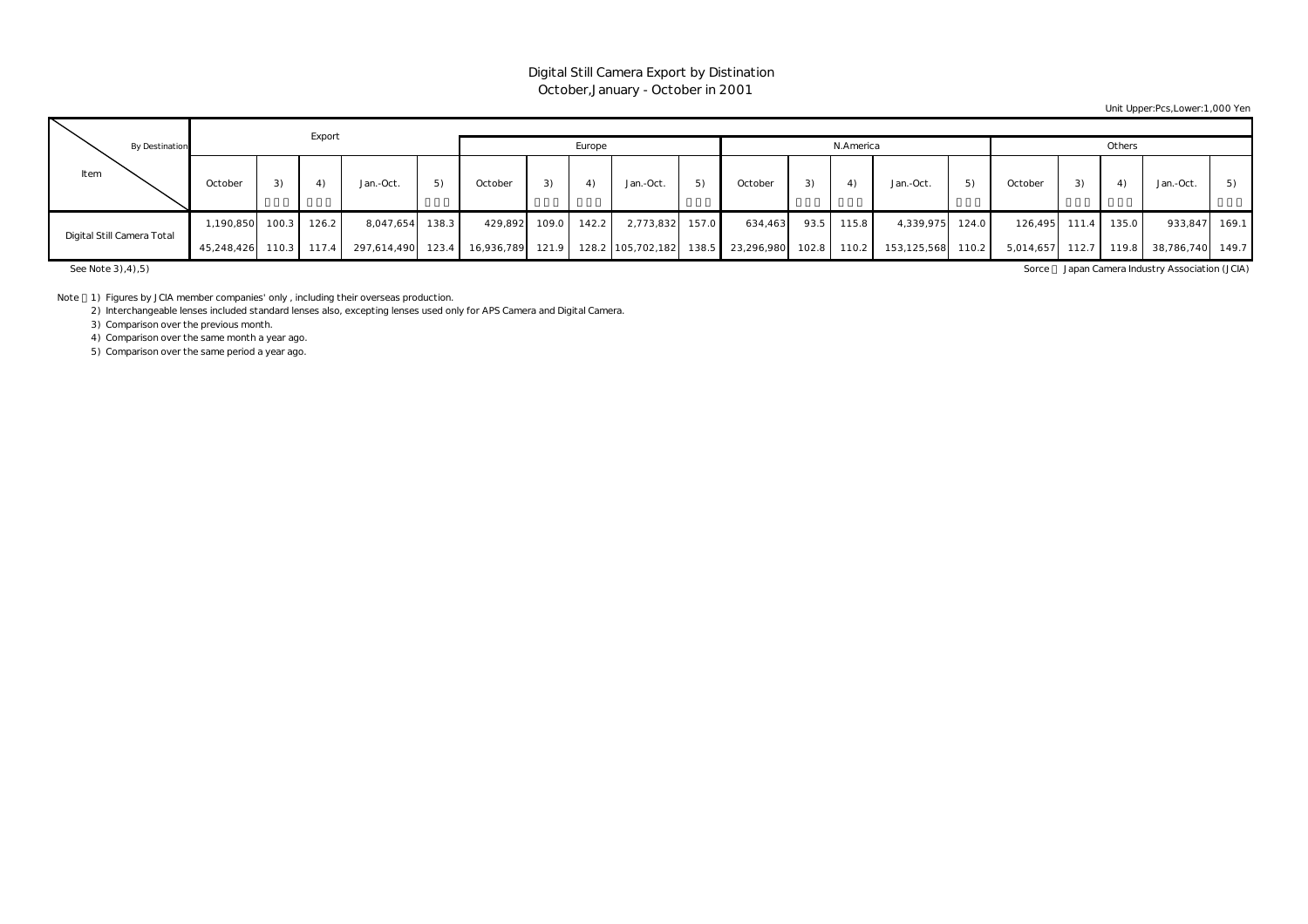# Digital Still Camera Export by Distination

October,January - October in 2001

Unit Upper:Pcs,Lower:1,000 Yen

| By Destination / Item | Export | | | | | Europe | | | | | N.America | | | | | Others | | | | |
|---|---|---|---|---|---|---|---|---|---|---|---|---|---|---|---|---|---|---|---|---|
| | October | 3) | 4) | Jan.-Oct. | 5) | October | 3) | 4) | Jan.-Oct. | 5) | October | 3) | 4) | Jan.-Oct. | 5) | October | 3) | 4) | Jan.-Oct. | 5) |
| Digital Still Camera Total | 1,190,850 | 100.3 | 126.2 | 8,047,654 | 138.3 | 429,892 | 109.0 | 142.2 | 2,773,832 | 157.0 | 634,463 | 93.5 | 115.8 | 4,339,975 | 124.0 | 126,495 | 111.4 | 135.0 | 933,847 | 169.1 |
| | 45,248,426 | 110.3 | 117.4 | 297,614,490 | 123.4 | 16,936,789 | 121.9 | 128.2 | 105,702,182 | 138.5 | 23,296,980 | 102.8 | 110.2 | 153,125,568 | 110.2 | 5,014,657 | 112.7 | 119.8 | 38,786,740 | 149.7 |

See Note 3),4),5)

Sorce Japan Camera Industry Association (JCIA)

Note 1) Figures by JCIA member companies' only , including their overseas production.

2) Interchangeable lenses included standard lenses also, excepting lenses used only for APS Camera and Digital Camera.

3) Comparison over the previous month.

4) Comparison over the same month a year ago.

5) Comparison over the same period a year ago.